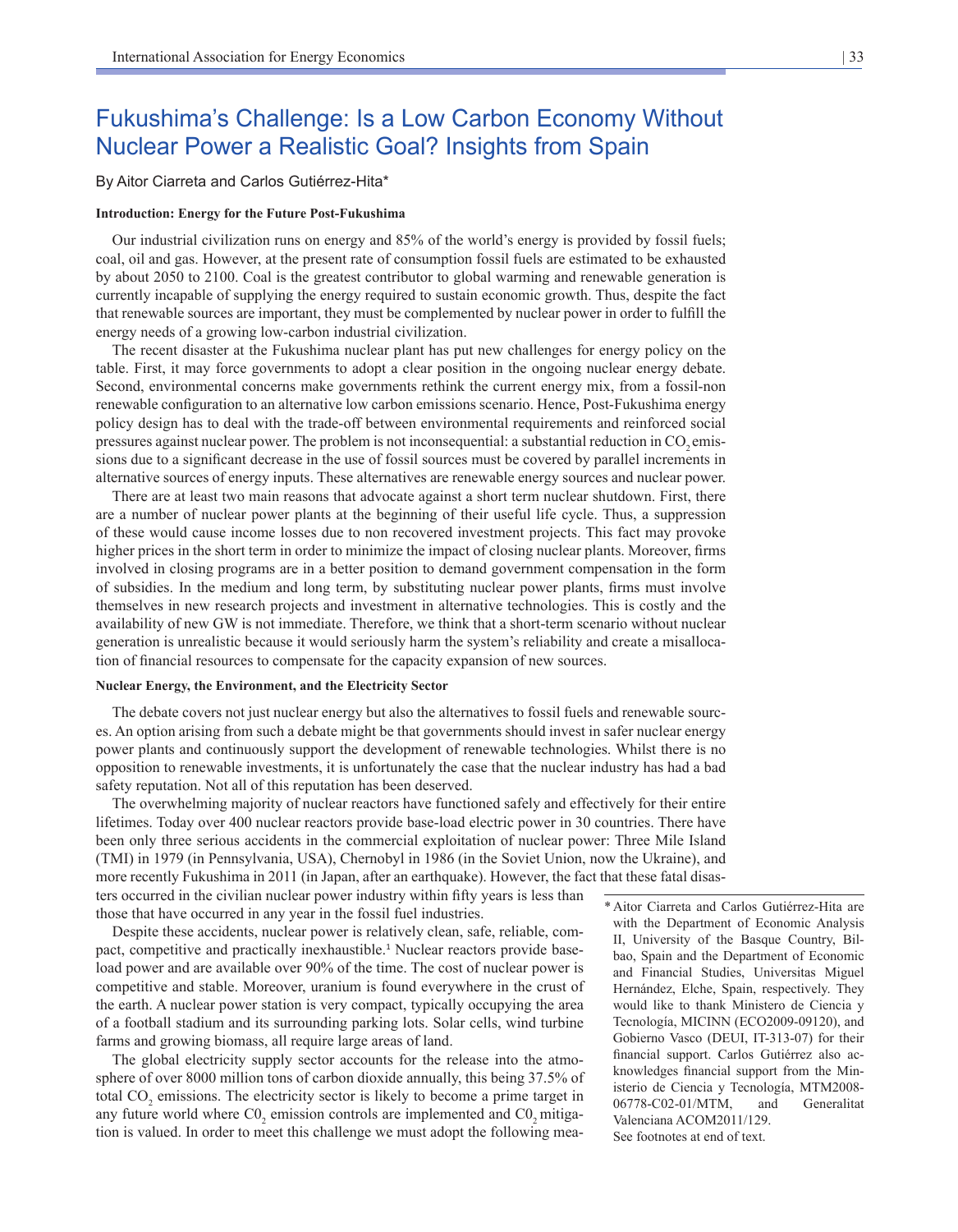# Fukushima's Challenge: Is a Low Carbon Economy Without Nuclear Power a Realistic Goal? Insights from Spain

By Aitor Ciarreta and Carlos Gutiérrez-Hita*

### Introduction: Energy for the Future Post-Fukushima

Our industrial civilization runs on energy and 85% of the world's energy is provided by fossil fuels; coal, oil and gas. However, at the present rate of consumption fossil fuels are estimated to be exhausted by about 2050 to 2100. Coal is the greatest contributor to global warming and renewable generation is currently incapable of supplying the energy required to sustain economic growth. Thus, despite the fact that renewable sources are important, they must be complemented by nuclear power in order to fulfill the energy needs of a growing low-carbon industrial civilization.

The recent disaster at the Fukushima nuclear plant has put new challenges for energy policy on the table. First, it may force governments to adopt a clear position in the ongoing nuclear energy debate. Second, environmental concerns make governments rethink the current energy mix, from a fossil-non renewable configuration to an alternative low carbon emissions scenario. Hence, Post-Fukushima energy policy design has to deal with the trade-off between environmental requirements and reinforced social pressures against nuclear power. The problem is not inconsequential: a substantial reduction in $CO_2$ emissions due to a significant decrease in the use of fossil sources must be covered by parallel increments in alternative sources of energy inputs. These alternatives are renewable energy sources and nuclear power.

There are at least two main reasons that advocate against a short term nuclear shutdown. First, there are a number of nuclear power plants at the beginning of their useful life cycle. Thus, a suppression of these would cause income losses due to non recovered investment projects. This fact may provoke higher prices in the short term in order to minimize the impact of closing nuclear plants. Moreover, firms involved in closing programs are in a better position to demand government compensation in the form of subsidies. In the medium and long term, by substituting nuclear power plants, firms must involve themselves in new research projects and investment in alternative technologies. This is costly and the availability of new GW is not immediate. Therefore, we think that a short-term scenario without nuclear generation is unrealistic because it would seriously harm the system's reliability and create a misallocation of financial resources to compensate for the capacity expansion of new sources.

### Nuclear Energy, the Environment, and the Electricity Sector

The debate covers not just nuclear energy but also the alternatives to fossil fuels and renewable sources. An option arising from such a debate might be that governments should invest in safer nuclear energy power plants and continuously support the development of renewable technologies. Whilst there is no opposition to renewable investments, it is unfortunately the case that the nuclear industry has had a bad safety reputation. Not all of this reputation has been deserved.

The overwhelming majority of nuclear reactors have functioned safely and effectively for their entire lifetimes. Today over 400 nuclear reactors provide base-load electric power in 30 countries. There have been only three serious accidents in the commercial exploitation of nuclear power: Three Mile Island (TMI) in 1979 (in Pennsylvania, USA), Chernobyl in 1986 (in the Soviet Union, now the Ukraine), and more recently Fukushima in 2011 (in Japan, after an earthquake). However, the fact that these fatal disasters occurred in the civilian nuclear power industry within fifty years is less than those that have occurred in any year in the fossil fuel industries.

Despite these accidents, nuclear power is relatively clean, safe, reliable, compact, competitive and practically inexhaustible.[1] Nuclear reactors provide base-load power and are available over 90% of the time. The cost of nuclear power is competitive and stable. Moreover, uranium is found everywhere in the crust of the earth. A nuclear power station is very compact, typically occupying the area of a football stadium and its surrounding parking lots. Solar cells, wind turbine farms and growing biomass, all require large areas of land.

The global electricity supply sector accounts for the release into the atmosphere of over 8000 million tons of carbon dioxide annually, this being 37.5% of total $CO_2$ emissions. The electricity sector is likely to become a prime target in any future world where $C0_2$ emission controls are implemented and $C0_2$ mitigation is valued. In order to meet this challenge we must adopt the following mea-

\* Aitor Ciarreta and Carlos Gutiérrez-Hita are with the Department of Economic Analysis II, University of the Basque Country, Bilbao, Spain and the Department of Economic and Financial Studies, Universitas Miguel Hernández, Elche, Spain, respectively. They would like to thank Ministero de Ciencia y Tecnología, MICINN (ECO2009-09120), and Gobierno Vasco (DEUI, IT-313-07) for their financial support. Carlos Gutiérrez also acknowledges financial support from the Ministerio de Ciencia y Tecnología, MTM2008-06778-C02-01/MTM, and Generalitat Valenciana ACOM2011/129.
See footnotes at end of text.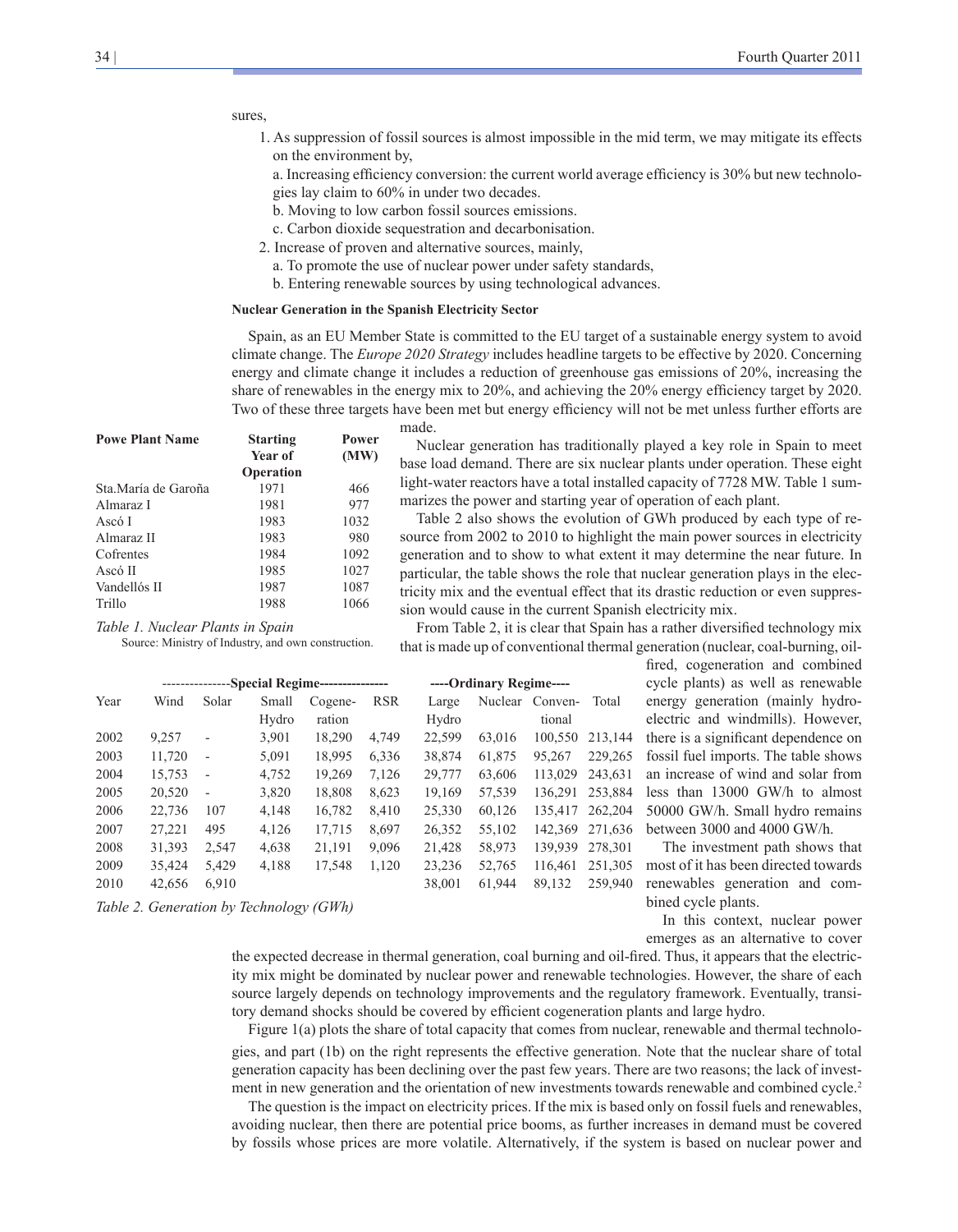sures,

1. As suppression of fossil sources is almost impossible in the mid term, we may mitigate its effects on the environment by,

   a. Increasing efficiency conversion: the current world average efficiency is 30% but new technologies lay claim to 60% in under two decades.

   b. Moving to low carbon fossil sources emissions.

   c. Carbon dioxide sequestration and decarbonisation.

2. Increase of proven and alternative sources, mainly,

   a. To promote the use of nuclear power under safety standards,

   b. Entering renewable sources by using technological advances.

**Nuclear Generation in the Spanish Electricity Sector**

Spain, as an EU Member State is committed to the EU target of a sustainable energy system to avoid climate change. The *Europe 2020 Strategy* includes headline targets to be effective by 2020. Concerning energy and climate change it includes a reduction of greenhouse gas emissions of 20%, increasing the share of renewables in the energy mix to 20%, and achieving the 20% energy efficiency target by 2020. Two of these three targets have been met but energy efficiency will not be met unless further efforts are made.

Nuclear generation has traditionally played a key role in Spain to meet base load demand. There are six nuclear plants under operation. These eight light-water reactors have a total installed capacity of 7728 MW. Table 1 summarizes the power and starting year of operation of each plant.

| Powe Plant Name | Starting Year of Operation | Power (MW) |
|---|---|---|
| Sta.María de Garoña | 1971 | 466 |
| Almaraz I | 1981 | 977 |
| Ascó I | 1983 | 1032 |
| Almaraz II | 1983 | 980 |
| Cofrentes | 1984 | 1092 |
| Ascó II | 1985 | 1027 |
| Vandellós II | 1987 | 1087 |
| Trillo | 1988 | 1066 |

*Table 1. Nuclear Plants in Spain*

Source: Ministry of Industry, and own construction.

Table 2 also shows the evolution of GWh produced by each type of resource from 2002 to 2010 to highlight the main power sources in electricity generation and to show to what extent it may determine the near future. In particular, the table shows the role that nuclear generation plays in the electricity mix and the eventual effect that its drastic reduction or even suppression would cause in the current Spanish electricity mix.

From Table 2, it is clear that Spain has a rather diversified technology mix that is made up of conventional thermal generation (nuclear, coal-burning, oil-fired, cogeneration and combined cycle plants) as well as renewable energy generation (mainly hydroelectric and windmills). However, there is a significant dependence on fossil fuel imports. The table shows an increase of wind and solar from less than 13000 GW/h to almost 50000 GW/h. Small hydro remains between 3000 and 4000 GW/h.

| | Special Regime | | | | | Ordinary Regime | | | |
|---|---|---|---|---|---|---|---|---|---|
| Year | Wind | Solar | Small Hydro | Cogeneration | RSR | Large Hydro | Nuclear | Conventional | Total |
| 2002 | 9,257 | - | 3,901 | 18,290 | 4,749 | 22,599 | 63,016 | 100,550 | 213,144 |
| 2003 | 11,720 | - | 5,091 | 18,995 | 6,336 | 38,874 | 61,875 | 95,267 | 229,265 |
| 2004 | 15,753 | - | 4,752 | 19,269 | 7,126 | 29,777 | 63,606 | 113,029 | 243,631 |
| 2005 | 20,520 | - | 3,820 | 18,808 | 8,623 | 19,169 | 57,539 | 136,291 | 253,884 |
| 2006 | 22,736 | 107 | 4,148 | 16,782 | 8,410 | 25,330 | 60,126 | 135,417 | 262,204 |
| 2007 | 27,221 | 495 | 4,126 | 17,715 | 8,697 | 26,352 | 55,102 | 142,369 | 271,636 |
| 2008 | 31,393 | 2,547 | 4,638 | 21,191 | 9,096 | 21,428 | 58,973 | 139,939 | 278,301 |
| 2009 | 35,424 | 5,429 | 4,188 | 17,548 | 1,120 | 23,236 | 52,765 | 116,461 | 251,305 |
| 2010 | 42,656 | 6,910 | | | | 38,001 | 61,944 | 89,132 | 259,940 |

*Table 2. Generation by Technology (GWh)*

The investment path shows that most of it has been directed towards renewables generation and combined cycle plants.

In this context, nuclear power emerges as an alternative to cover the expected decrease in thermal generation, coal burning and oil-fired. Thus, it appears that the electricity mix might be dominated by nuclear power and renewable technologies. However, the share of each source largely depends on technology improvements and the regulatory framework. Eventually, transitory demand shocks should be covered by efficient cogeneration plants and large hydro.

Figure 1(a) plots the share of total capacity that comes from nuclear, renewable and thermal technologies, and part (1b) on the right represents the effective generation. Note that the nuclear share of total generation capacity has been declining over the past few years. There are two reasons; the lack of investment in new generation and the orientation of new investments towards renewable and combined cycle.[2]

The question is the impact on electricity prices. If the mix is based only on fossil fuels and renewables, avoiding nuclear, then there are potential price booms, as further increases in demand must be covered by fossils whose prices are more volatile. Alternatively, if the system is based on nuclear power and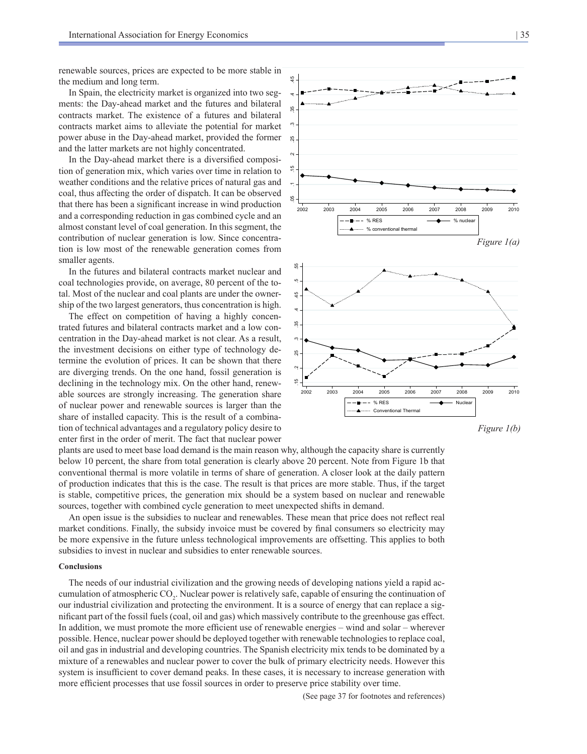renewable sources, prices are expected to be more stable in the medium and long term.

In Spain, the electricity market is organized into two segments: the Day-ahead market and the futures and bilateral contracts market. The existence of a futures and bilateral contracts market aims to alleviate the potential for market power abuse in the Day-ahead market, provided the former and the latter markets are not highly concentrated.

In the Day-ahead market there is a diversified composition of generation mix, which varies over time in relation to weather conditions and the relative prices of natural gas and coal, thus affecting the order of dispatch. It can be observed that there has been a significant increase in wind production and a corresponding reduction in gas combined cycle and an almost constant level of coal generation. In this segment, the contribution of nuclear generation is low. Since concentration is low most of the renewable generation comes from smaller agents.

In the futures and bilateral contracts market nuclear and coal technologies provide, on average, 80 percent of the total. Most of the nuclear and coal plants are under the ownership of the two largest generators, thus concentration is high.

The effect on competition of having a highly concentrated futures and bilateral contracts market and a low concentration in the Day-ahead market is not clear. As a result, the investment decisions on either type of technology determine the evolution of prices. It can be shown that there are diverging trends. On the one hand, fossil generation is declining in the technology mix. On the other hand, renewable sources are strongly increasing. The generation share of nuclear power and renewable sources is larger than the share of installed capacity. This is the result of a combination of technical advantages and a regulatory policy desire to enter first in the order of merit. The fact that nuclear power plants are used to meet base load demand is the main reason why, although the capacity share is currently below 10 percent, the share from total generation is clearly above 20 percent. Note from Figure 1b that conventional thermal is more volatile in terms of share of generation. A closer look at the daily pattern of production indicates that this is the case. The result is that prices are more stable. Thus, if the target is stable, competitive prices, the generation mix should be a system based on nuclear and renewable sources, together with combined cycle generation to meet unexpected shifts in demand.

.05 .1 .15 .2 .25 .3 .35 .4 .45

2002 2003 2004 2005 2006 2007 2008 2009 2010

% RES — % nuclear — % conventional thermal

*Figure 1(a)*

.15 .2 .25 .3 .35 .4 .45 .5 .55

2002 2003 2004 2005 2006 2007 2008 2009 2010

% RES — Nuclear — Conventional Thermal

*Figure 1(b)*

An open issue is the subsidies to nuclear and renewables. These mean that price does not reflect real market conditions. Finally, the subsidy invoice must be covered by final consumers so electricity may be more expensive in the future unless technological improvements are offsetting. This applies to both subsidies to invest in nuclear and subsidies to enter renewable sources.

**Conclusions**

The needs of our industrial civilization and the growing needs of developing nations yield a rapid accumulation of atmospheric $CO_2$. Nuclear power is relatively safe, capable of ensuring the continuation of our industrial civilization and protecting the environment. It is a source of energy that can replace a significant part of the fossil fuels (coal, oil and gas) which massively contribute to the greenhouse gas effect. In addition, we must promote the more efficient use of renewable energies – wind and solar – wherever possible. Hence, nuclear power should be deployed together with renewable technologies to replace coal, oil and gas in industrial and developing countries. The Spanish electricity mix tends to be dominated by a mixture of a renewables and nuclear power to cover the bulk of primary electricity needs. However this system is insufficient to cover demand peaks. In these cases, it is necessary to increase generation with more efficient processes that use fossil sources in order to preserve price stability over time.

(See page 37 for footnotes and references)